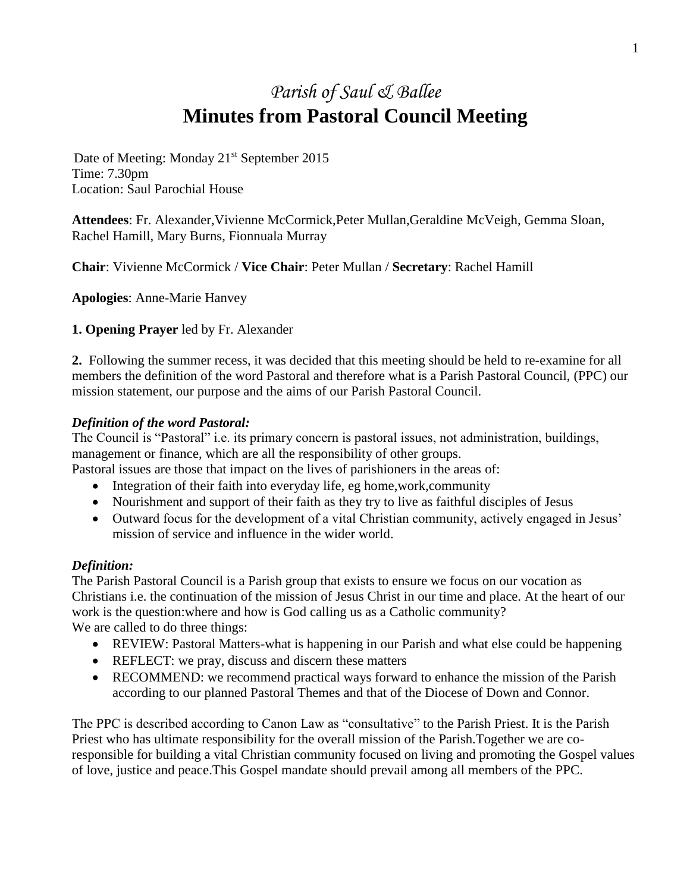# *Parish of Saul & Ballee*

## Minutes from Pastoral Council Meeting

Date of Meeting: Monday 21st September 2015
Time: 7.30pm
Location: Saul Parochial House

**Attendees**: Fr. Alexander,Vivienne McCormick,Peter Mullan,Geraldine McVeigh, Gemma Sloan, Rachel Hamill, Mary Burns, Fionnuala Murray

**Chair**: Vivienne McCormick / **Vice Chair**: Peter Mullan / **Secretary**: Rachel Hamill

**Apologies**: Anne-Marie Hanvey

**1. Opening Prayer** led by Fr. Alexander

**2.** Following the summer recess, it was decided that this meeting should be held to re-examine for all members the definition of the word Pastoral and therefore what is a Parish Pastoral Council, (PPC) our mission statement, our purpose and the aims of our Parish Pastoral Council.

***Definition of the word Pastoral:***

The Council is "Pastoral" i.e. its primary concern is pastoral issues, not administration, buildings, management or finance, which are all the responsibility of other groups.
Pastoral issues are those that impact on the lives of parishioners in the areas of:

- Integration of their faith into everyday life, eg home,work,community
- Nourishment and support of their faith as they try to live as faithful disciples of Jesus
- Outward focus for the development of a vital Christian community, actively engaged in Jesus' mission of service and influence in the wider world.

***Definition:***

The Parish Pastoral Council is a Parish group that exists to ensure we focus on our vocation as Christians i.e. the continuation of the mission of Jesus Christ in our time and place. At the heart of our work is the question:where and how is God calling us as a Catholic community?
We are called to do three things:

- REVIEW: Pastoral Matters-what is happening in our Parish and what else could be happening
- REFLECT: we pray, discuss and discern these matters
- RECOMMEND: we recommend practical ways forward to enhance the mission of the Parish according to our planned Pastoral Themes and that of the Diocese of Down and Connor.

The PPC is described according to Canon Law as "consultative" to the Parish Priest. It is the Parish Priest who has ultimate responsibility for the overall mission of the Parish.Together we are co-responsible for building a vital Christian community focused on living and promoting the Gospel values of love, justice and peace.This Gospel mandate should prevail among all members of the PPC.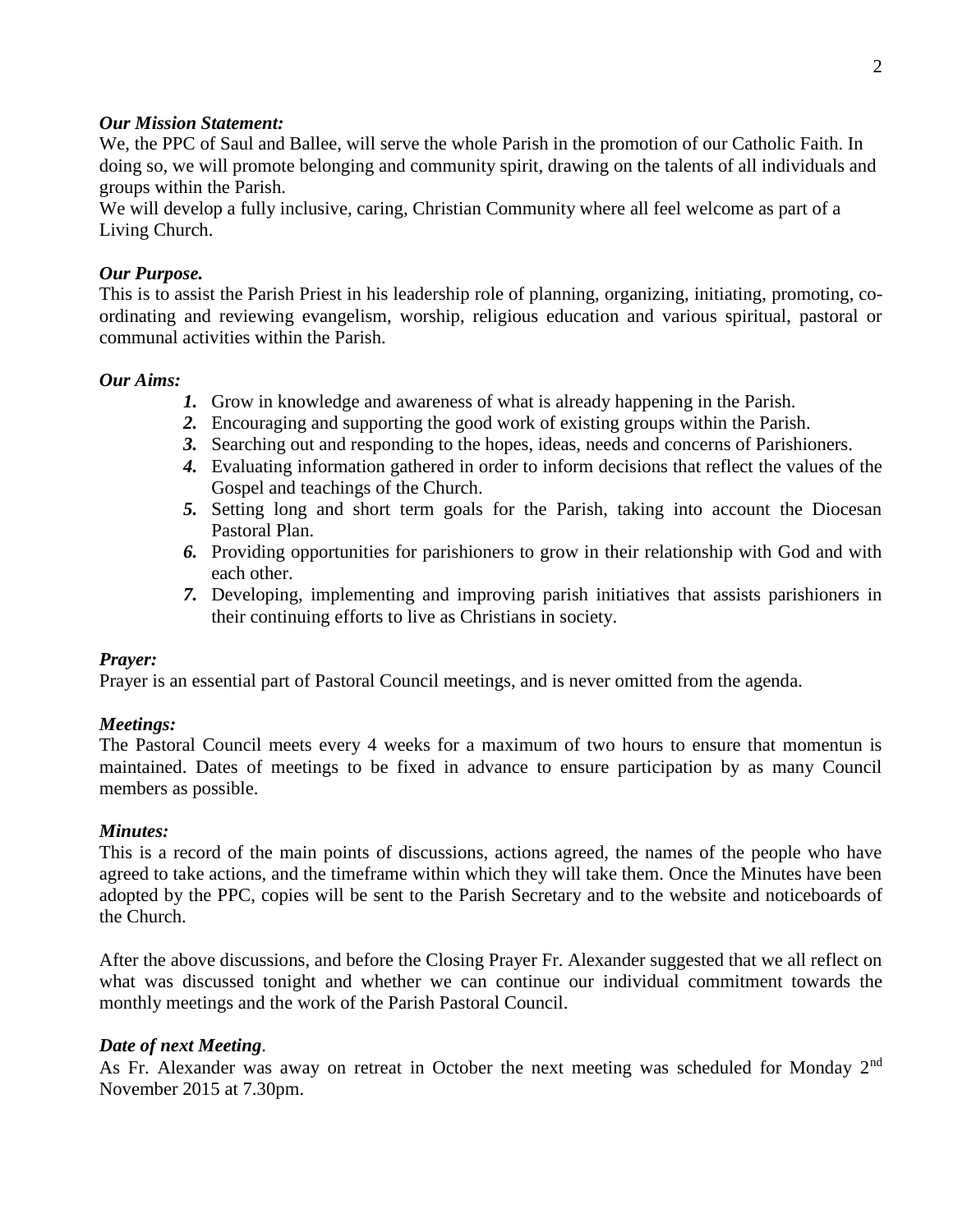***Our Mission Statement:***

We, the PPC of Saul and Ballee, will serve the whole Parish in the promotion of our Catholic Faith. In doing so, we will promote belonging and community spirit, drawing on the talents of all individuals and groups within the Parish.

We will develop a fully inclusive, caring, Christian Community where all feel welcome as part of a Living Church.

***Our Purpose.***

This is to assist the Parish Priest in his leadership role of planning, organizing, initiating, promoting, co-ordinating and reviewing evangelism, worship, religious education and various spiritual, pastoral or communal activities within the Parish.

***Our Aims:***

1. Grow in knowledge and awareness of what is already happening in the Parish.
2. Encouraging and supporting the good work of existing groups within the Parish.
3. Searching out and responding to the hopes, ideas, needs and concerns of Parishioners.
4. Evaluating information gathered in order to inform decisions that reflect the values of the Gospel and teachings of the Church.
5. Setting long and short term goals for the Parish, taking into account the Diocesan Pastoral Plan.
6. Providing opportunities for parishioners to grow in their relationship with God and with each other.
7. Developing, implementing and improving parish initiatives that assists parishioners in their continuing efforts to live as Christians in society.

***Prayer:***

Prayer is an essential part of Pastoral Council meetings, and is never omitted from the agenda.

***Meetings:***

The Pastoral Council meets every 4 weeks for a maximum of two hours to ensure that momentun is maintained. Dates of meetings to be fixed in advance to ensure participation by as many Council members as possible.

***Minutes:***

This is a record of the main points of discussions, actions agreed, the names of the people who have agreed to take actions, and the timeframe within which they will take them. Once the Minutes have been adopted by the PPC, copies will be sent to the Parish Secretary and to the website and noticeboards of the Church.

After the above discussions, and before the Closing Prayer Fr. Alexander suggested that we all reflect on what was discussed tonight and whether we can continue our individual commitment towards the monthly meetings and the work of the Parish Pastoral Council.

***Date of next Meeting.***

As Fr. Alexander was away on retreat in October the next meeting was scheduled for Monday 2nd November 2015 at 7.30pm.